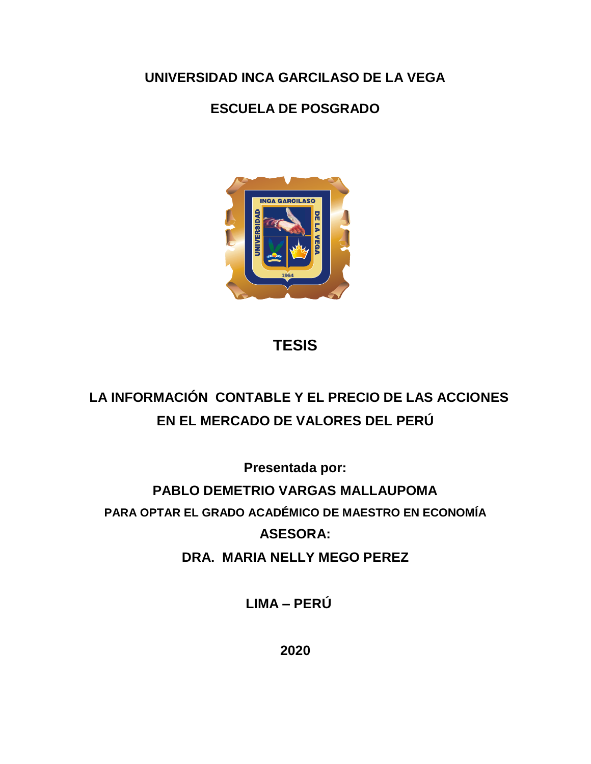**UNIVERSIDAD INCA GARCILASO DE LA VEGA**

**ESCUELA DE POSGRADO**

# TESIS

## LA INFORMACIÓN CONTABLE Y EL PRECIO DE LAS ACCIONES EN EL MERCADO DE VALORES DEL PERÚ

**Presentada por:**

**PABLO DEMETRIO VARGAS MALLAUPOMA**

**PARA OPTAR EL GRADO ACADÉMICO DE MAESTRO EN ECONOMÍA**

**ASESORA:**

**DRA. MARIA NELLY MEGO PEREZ**

**LIMA – PERÚ**

**2020**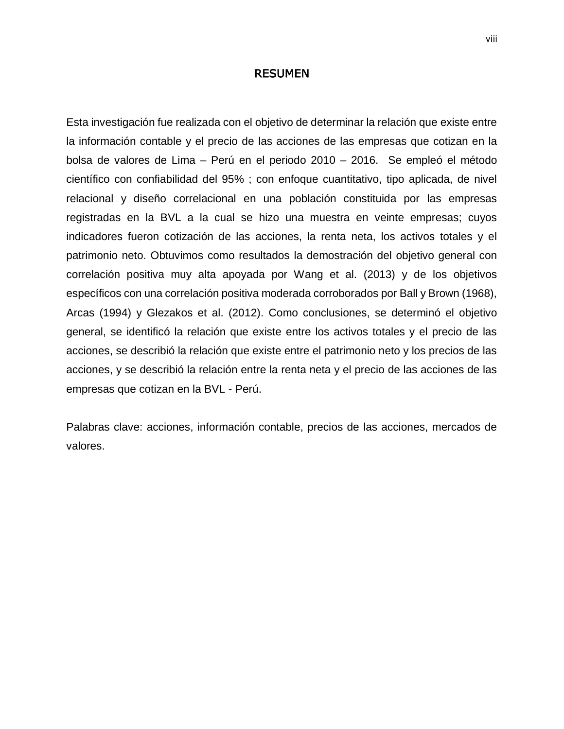# RESUMEN

Esta investigación fue realizada con el objetivo de determinar la relación que existe entre la información contable y el precio de las acciones de las empresas que cotizan en la bolsa de valores de Lima – Perú en el periodo 2010 – 2016. Se empleó el método científico con confiabilidad del 95% ; con enfoque cuantitativo, tipo aplicada, de nivel relacional y diseño correlacional en una población constituida por las empresas registradas en la BVL a la cual se hizo una muestra en veinte empresas; cuyos indicadores fueron cotización de las acciones, la renta neta, los activos totales y el patrimonio neto. Obtuvimos como resultados la demostración del objetivo general con correlación positiva muy alta apoyada por Wang et al. (2013) y de los objetivos específicos con una correlación positiva moderada corroborados por Ball y Brown (1968), Arcas (1994) y Glezakos et al. (2012). Como conclusiones, se determinó el objetivo general, se identificó la relación que existe entre los activos totales y el precio de las acciones, se describió la relación que existe entre el patrimonio neto y los precios de las acciones, y se describió la relación entre la renta neta y el precio de las acciones de las empresas que cotizan en la BVL - Perú.

Palabras clave: acciones, información contable, precios de las acciones, mercados de valores.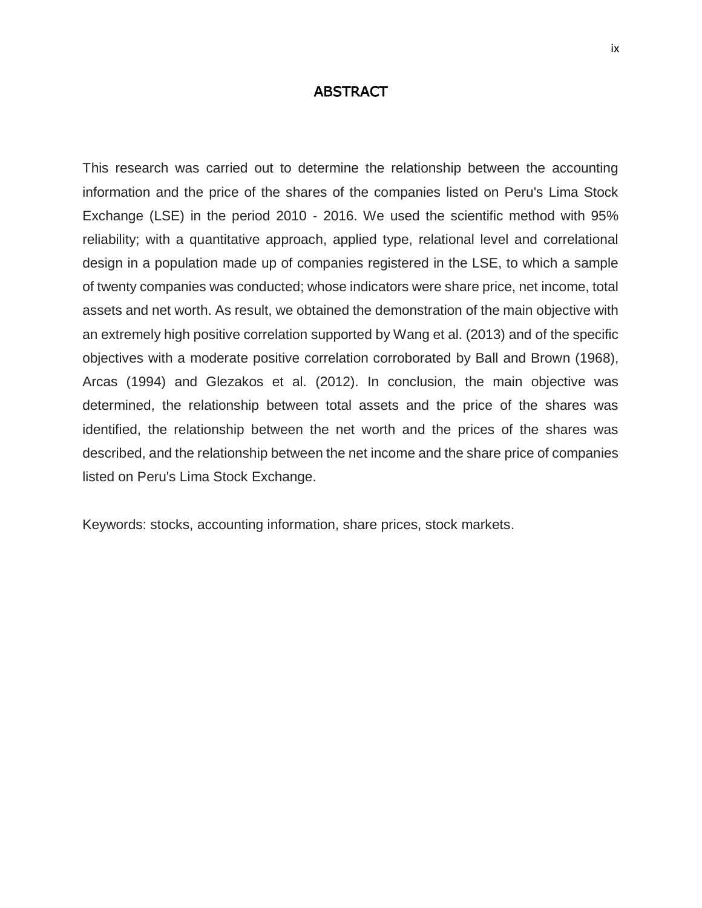# ABSTRACT

This research was carried out to determine the relationship between the accounting information and the price of the shares of the companies listed on Peru's Lima Stock Exchange (LSE) in the period 2010 - 2016. We used the scientific method with 95% reliability; with a quantitative approach, applied type, relational level and correlational design in a population made up of companies registered in the LSE, to which a sample of twenty companies was conducted; whose indicators were share price, net income, total assets and net worth. As result, we obtained the demonstration of the main objective with an extremely high positive correlation supported by Wang et al. (2013) and of the specific objectives with a moderate positive correlation corroborated by Ball and Brown (1968), Arcas (1994) and Glezakos et al. (2012). In conclusion, the main objective was determined, the relationship between total assets and the price of the shares was identified, the relationship between the net worth and the prices of the shares was described, and the relationship between the net income and the share price of companies listed on Peru's Lima Stock Exchange.

Keywords: stocks, accounting information, share prices, stock markets.